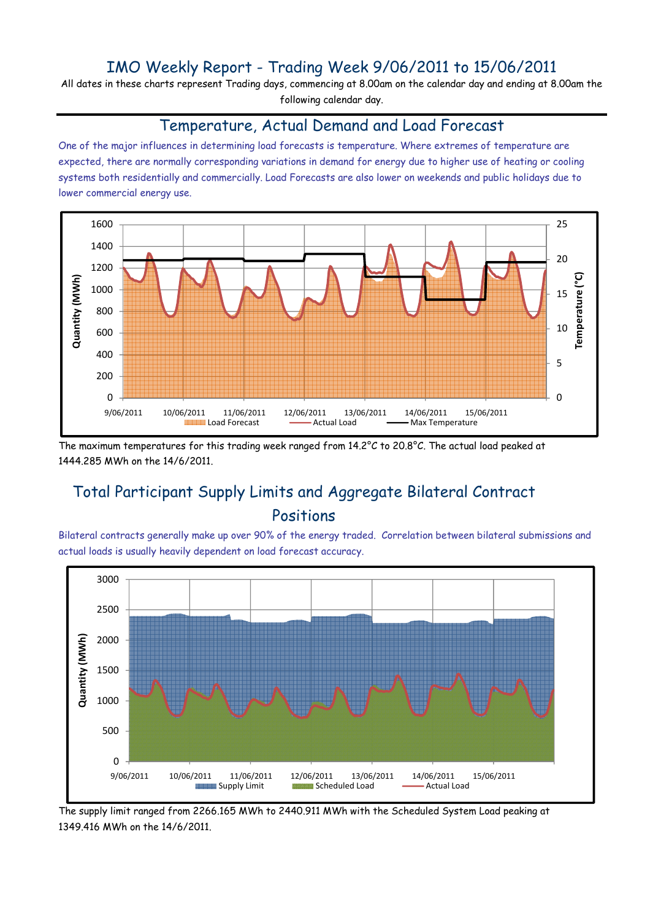# IMO Weekly Report - Trading Week 9/06/2011 to 15/06/2011

All dates in these charts represent Trading days, commencing at 8.00am on the calendar day and ending at 8.00am the following calendar day.

## Temperature, Actual Demand and Load Forecast

One of the major influences in determining load forecasts is temperature. Where extremes of temperature are expected, there are normally corresponding variations in demand for energy due to higher use of heating or cooling systems both residentially and commercially. Load Forecasts are also lower on weekends and public holidays due to lower commercial energy use.

The maximum temperatures for this trading week ranged from 14.2°C to 20.8°C. The actual load peaked at 1444.285 MWh on the 14/6/2011.

## Total Participant Supply Limits and Aggregate Bilateral Contract Positions

Bilateral contracts generally make up over 90% of the energy traded. Correlation between bilateral submissions and actual loads is usually heavily dependent on load forecast accuracy.

The supply limit ranged from 2266.165 MWh to 2440.911 MWh with the Scheduled System Load peaking at 1349.416 MWh on the 14/6/2011.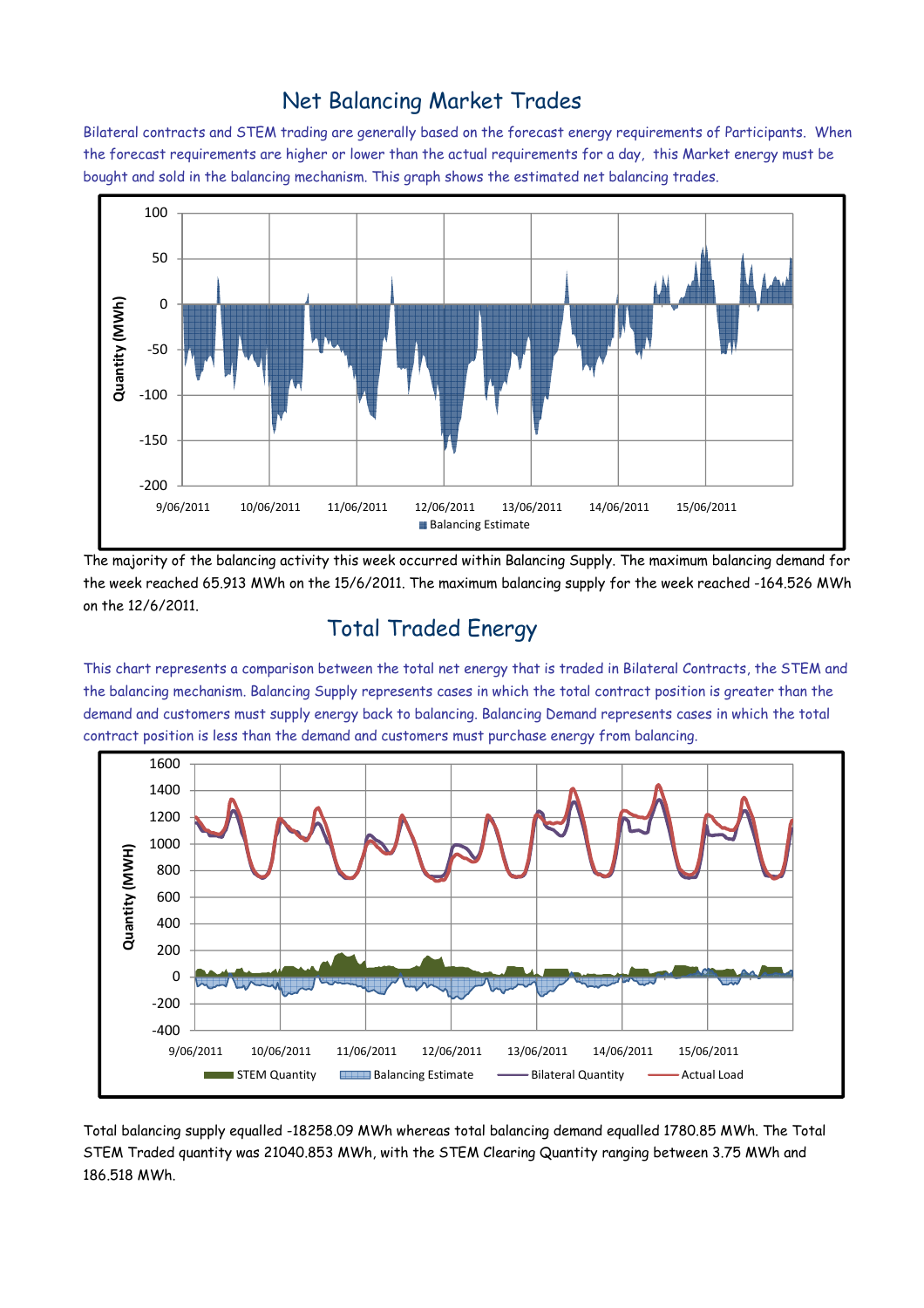## Net Balancing Market Trades

Bilateral contracts and STEM trading are generally based on the forecast energy requirements of Participants. When the forecast requirements are higher or lower than the actual requirements for a day, this Market energy must be bought and sold in the balancing mechanism. This graph shows the estimated net balancing trades.

The majority of the balancing activity this week occurred within Balancing Supply. The maximum balancing demand for the week reached 65.913 MWh on the 15/6/2011. The maximum balancing supply for the week reached -164.526 MWh on the 12/6/2011.

## Total Traded Energy

This chart represents a comparison between the total net energy that is traded in Bilateral Contracts, the STEM and the balancing mechanism. Balancing Supply represents cases in which the total contract position is greater than the demand and customers must supply energy back to balancing. Balancing Demand represents cases in which the total contract position is less than the demand and customers must purchase energy from balancing.

Total balancing supply equalled -18258.09 MWh whereas total balancing demand equalled 1780.85 MWh. The Total STEM Traded quantity was 21040.853 MWh, with the STEM Clearing Quantity ranging between 3.75 MWh and 186.518 MWh.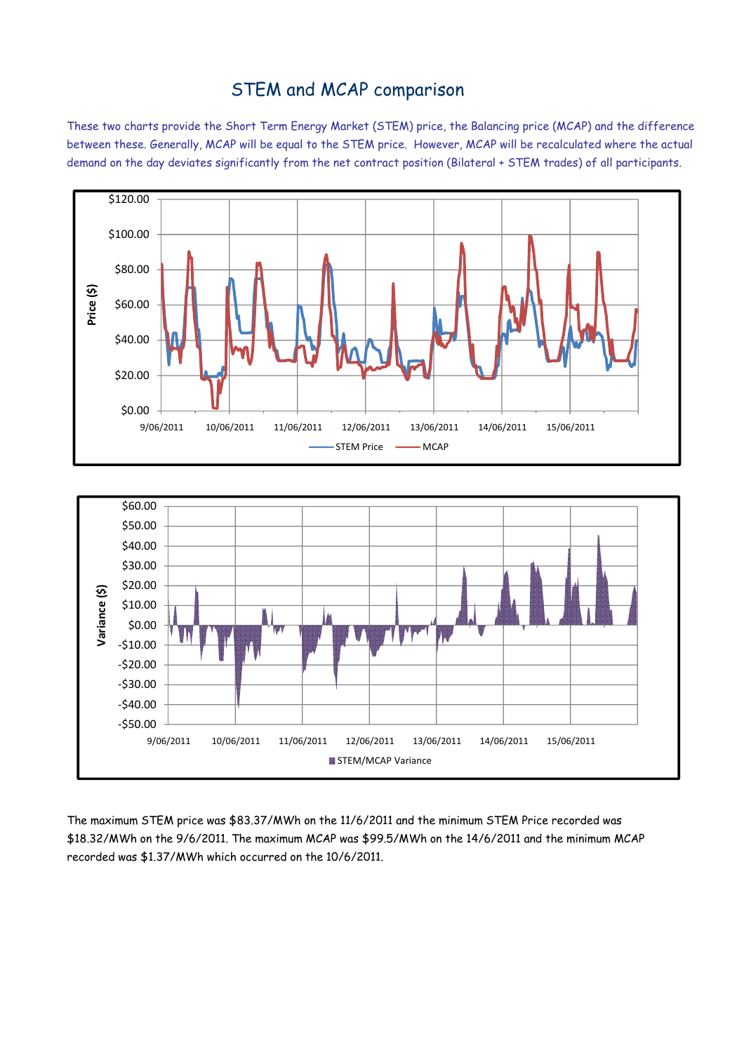# STEM and MCAP comparison

These two charts provide the Short Term Energy Market (STEM) price, the Balancing price (MCAP) and the difference between these. Generally, MCAP will be equal to the STEM price. However, MCAP will be recalculated where the actual demand on the day deviates significantly from the net contract position (Bilateral + STEM trades) of all participants.

Price ($)

$120.00
$100.00
$80.00
$60.00
$40.00
$20.00
$0.00

9/06/2011 10/06/2011 11/06/2011 12/06/2011 13/06/2011 14/06/2011 15/06/2011

STEM Price MCAP

Variance ($)

$60.00
$50.00
$40.00
$30.00
$20.00
$10.00
$0.00
-$10.00
-$20.00
-$30.00
-$40.00
-$50.00

9/06/2011 10/06/2011 11/06/2011 12/06/2011 13/06/2011 14/06/2011 15/06/2011

STEM/MCAP Variance

The maximum STEM price was $83.37/MWh on the 11/6/2011 and the minimum STEM Price recorded was $18.32/MWh on the 9/6/2011. The maximum MCAP was $99.5/MWh on the 14/6/2011 and the minimum MCAP recorded was $1.37/MWh which occurred on the 10/6/2011.